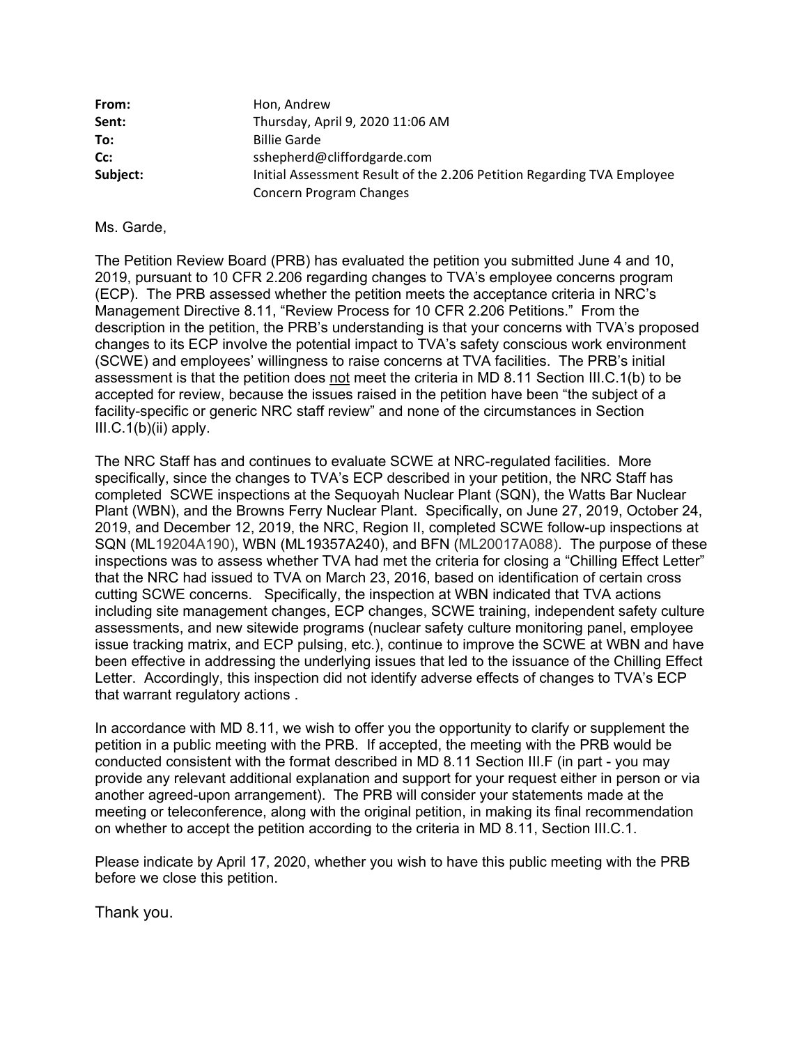| | |
|---|---|
| **From:** | Hon, Andrew |
| **Sent:** | Thursday, April 9, 2020 11:06 AM |
| **To:** | Billie Garde |
| **Cc:** | sshepherd@cliffordgarde.com |
| **Subject:** | Initial Assessment Result of the 2.206 Petition Regarding TVA Employee Concern Program Changes |

Ms. Garde,

The Petition Review Board (PRB) has evaluated the petition you submitted June 4 and 10, 2019, pursuant to 10 CFR 2.206 regarding changes to TVA's employee concerns program (ECP). The PRB assessed whether the petition meets the acceptance criteria in NRC's Management Directive 8.11, "Review Process for 10 CFR 2.206 Petitions." From the description in the petition, the PRB's understanding is that your concerns with TVA's proposed changes to its ECP involve the potential impact to TVA's safety conscious work environment (SCWE) and employees' willingness to raise concerns at TVA facilities. The PRB's initial assessment is that the petition does <u>not</u> meet the criteria in MD 8.11 Section III.C.1(b) to be accepted for review, because the issues raised in the petition have been "the subject of a facility-specific or generic NRC staff review" and none of the circumstances in Section III.C.1(b)(ii) apply.

The NRC Staff has and continues to evaluate SCWE at NRC-regulated facilities. More specifically, since the changes to TVA's ECP described in your petition, the NRC Staff has completed SCWE inspections at the Sequoyah Nuclear Plant (SQN), the Watts Bar Nuclear Plant (WBN), and the Browns Ferry Nuclear Plant. Specifically, on June 27, 2019, October 24, 2019, and December 12, 2019, the NRC, Region II, completed SCWE follow-up inspections at SQN (ML19204A190), WBN (ML19357A240), and BFN (ML20017A088). The purpose of these inspections was to assess whether TVA had met the criteria for closing a "Chilling Effect Letter" that the NRC had issued to TVA on March 23, 2016, based on identification of certain cross cutting SCWE concerns. Specifically, the inspection at WBN indicated that TVA actions including site management changes, ECP changes, SCWE training, independent safety culture assessments, and new sitewide programs (nuclear safety culture monitoring panel, employee issue tracking matrix, and ECP pulsing, etc.), continue to improve the SCWE at WBN and have been effective in addressing the underlying issues that led to the issuance of the Chilling Effect Letter. Accordingly, this inspection did not identify adverse effects of changes to TVA's ECP that warrant regulatory actions .

In accordance with MD 8.11, we wish to offer you the opportunity to clarify or supplement the petition in a public meeting with the PRB. If accepted, the meeting with the PRB would be conducted consistent with the format described in MD 8.11 Section III.F (in part - you may provide any relevant additional explanation and support for your request either in person or via another agreed-upon arrangement). The PRB will consider your statements made at the meeting or teleconference, along with the original petition, in making its final recommendation on whether to accept the petition according to the criteria in MD 8.11, Section III.C.1.

Please indicate by April 17, 2020, whether you wish to have this public meeting with the PRB before we close this petition.

Thank you.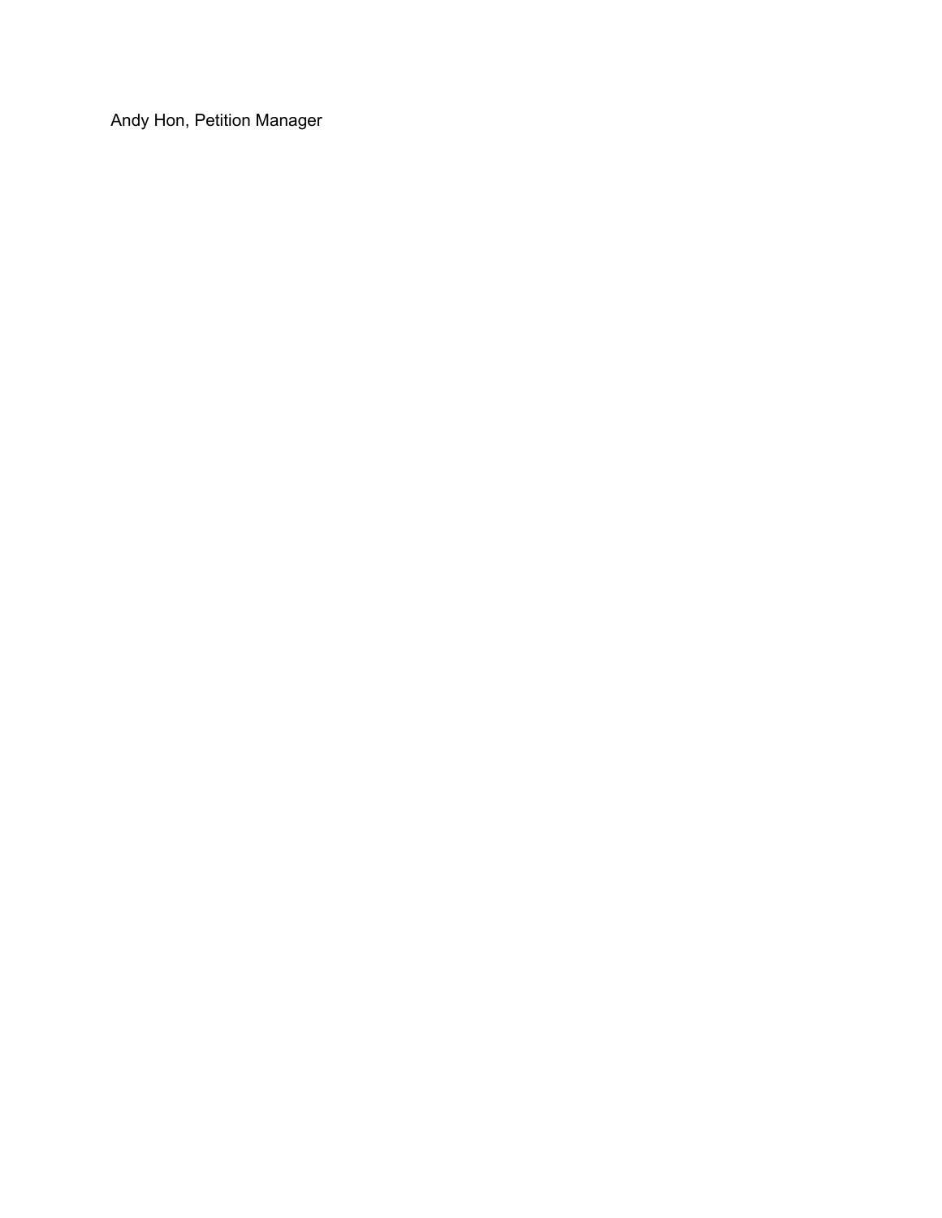Andy Hon, Petition Manager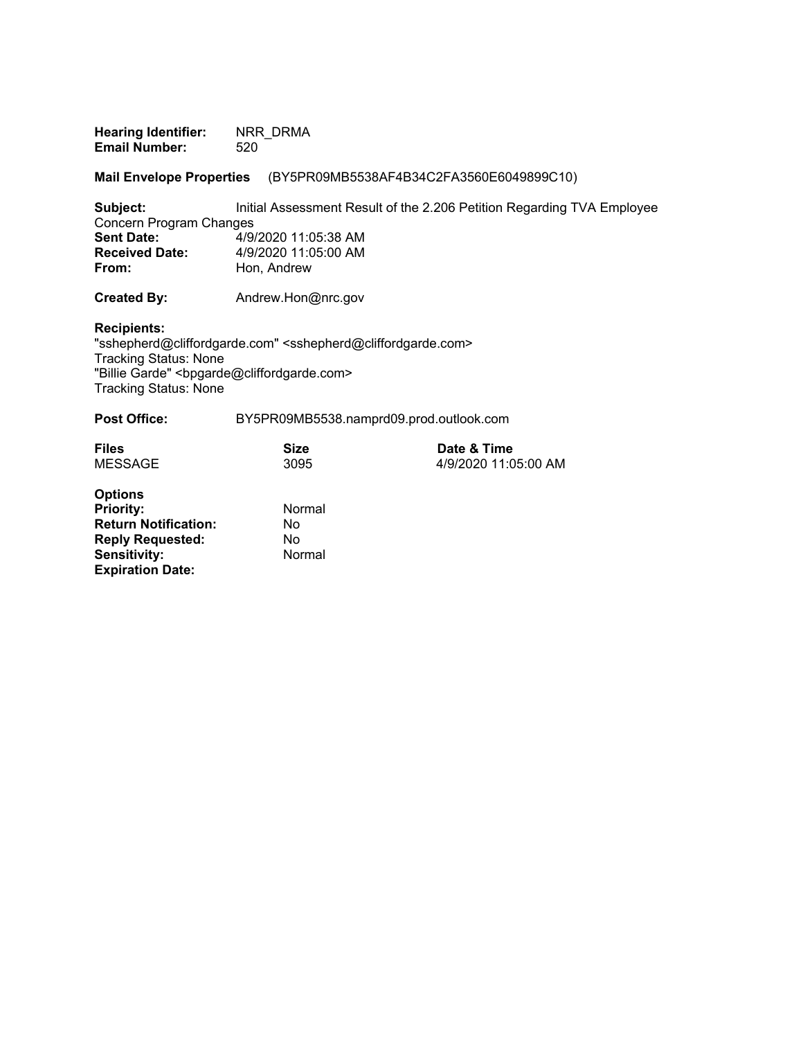**Hearing Identifier:** NRR_DRMA
**Email Number:** 520

**Mail Envelope Properties** (BY5PR09MB5538AF4B34C2FA3560E6049899C10)

**Subject:** Initial Assessment Result of the 2.206 Petition Regarding TVA Employee Concern Program Changes
**Sent Date:** 4/9/2020 11:05:38 AM
**Received Date:** 4/9/2020 11:05:00 AM
**From:** Hon, Andrew

**Created By:** Andrew.Hon@nrc.gov

**Recipients:**
"sshepherd@cliffordgarde.com" <sshepherd@cliffordgarde.com>
Tracking Status: None
"Billie Garde" <bpgarde@cliffordgarde.com>
Tracking Status: None

**Post Office:** BY5PR09MB5538.namprd09.prod.outlook.com

| **Files** | **Size** | **Date & Time** |
|---|---|---|
| MESSAGE | 3095 | 4/9/2020 11:05:00 AM |

**Options**
**Priority:** Normal
**Return Notification:** No
**Reply Requested:** No
**Sensitivity:** Normal
**Expiration Date:**